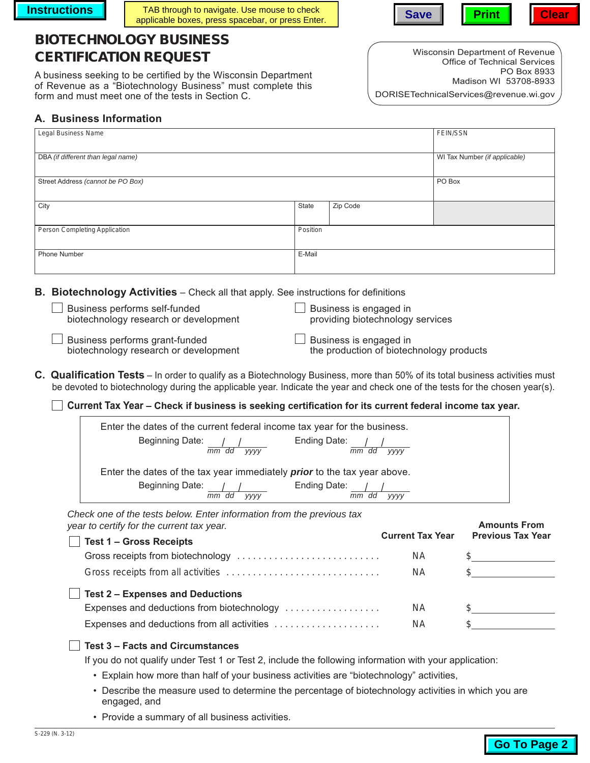Instructions | TAB through to navigate. Use mouse to check applicable boxes, press spacebar, or press Enter. | Save | Print | Clear

# BIOTECHNOLOGY BUSINESS CERTIFICATION REQUEST

A business seeking to be certified by the Wisconsin Department of Revenue as a "Biotechnology Business" must complete this form and must meet one of the tests in Section C.

Wisconsin Department of Revenue
Office of Technical Services
PO Box 8933
Madison WI 53708-8933
DORISETechnicalServices@revenue.wi.gov

## A. Business Information

| Legal Business Name | | | FEIN/SSN |
|---|---|---|---|
| DBA *(if different than legal name)* | | | WI Tax Number *(if applicable)* |
| Street Address *(cannot be PO Box)* | | | PO Box |
| City | State | Zip Code | |
| Person Completing Application | Position | | |
| Phone Number | E-Mail | | |

## B. Biotechnology Activities – Check all that apply. See instructions for definitions

- ☐ Business performs self-funded biotechnology research or development
- ☐ Business is engaged in providing biotechnology services
- ☐ Business performs grant-funded biotechnology research or development
- ☐ Business is engaged in the production of biotechnology products

## C. Qualification Tests – In order to qualify as a Biotechnology Business, more than 50% of its total business activities must be devoted to biotechnology during the applicable year. Indicate the year and check one of the tests for the chosen year(s).

☐ **Current Tax Year – Check if business is seeking certification for its current federal income tax year.**

Enter the dates of the current federal income tax year for the business.

Beginning Date: ___/___/______ (mm dd yyyy)  Ending Date: ___/___/______ (mm dd yyyy)

Enter the dates of the tax year immediately ***prior*** to the tax year above.

Beginning Date: ___/___/______ (mm dd yyyy)  Ending Date: ___/___/______ (mm dd yyyy)

*Check one of the tests below. Enter information from the previous tax year to certify for the current tax year.*

| | Current Tax Year | Amounts From Previous Tax Year |
|---|---|---|
| ☐ **Test 1 – Gross Receipts** | | |
| Gross receipts from biotechnology | NA | $ |
| Gross receipts from all activities | NA | $ |
| ☐ **Test 2 – Expenses and Deductions** | | |
| Expenses and deductions from biotechnology | NA | $ |
| Expenses and deductions from all activities | NA | $ |

☐ **Test 3 – Facts and Circumstances**

If you do not qualify under Test 1 or Test 2, include the following information with your application:

- Explain how more than half of your business activities are "biotechnology" activities,
- Describe the measure used to determine the percentage of biotechnology activities in which you are engaged, and
- Provide a summary of all business activities.

S-229 (N. 3-12)

Go To Page 2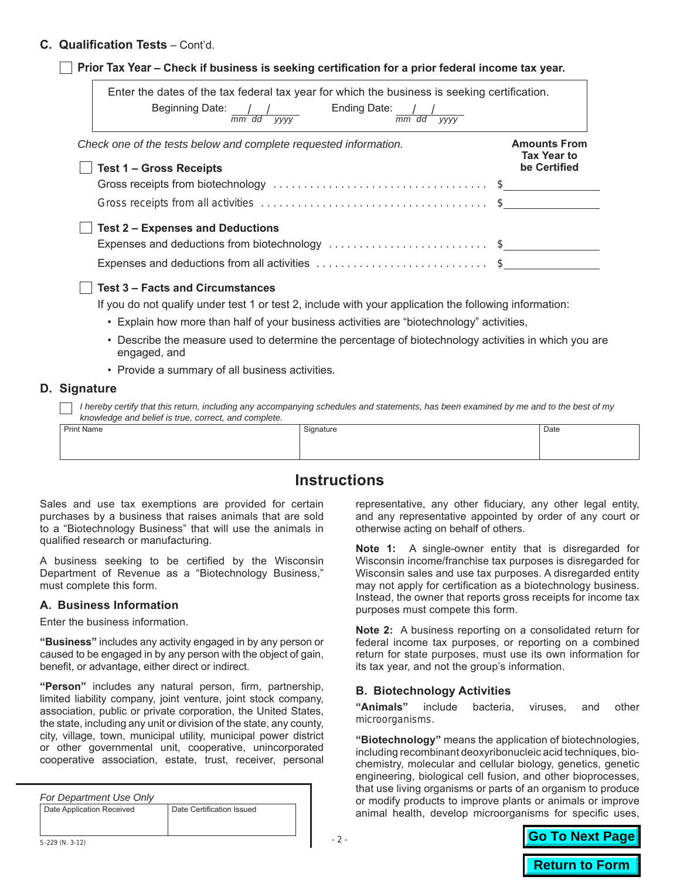## C. Qualification Tests – Cont'd.

☐ **Prior Tax Year – Check if business is seeking certification for a prior federal income tax year.**

Enter the dates of the tax federal tax year for which the business is seeking certification.

Beginning Date: ___/___/______ (mm dd yyyy) Ending Date: ___/___/______ (mm dd yyyy)

*Check one of the tests below and complete requested information.*

| | **Amounts From Tax Year to be Certified** |
|---|---|
| ☐ **Test 1 – Gross Receipts** | |
| Gross receipts from biotechnology | $ |
| Gross receipts from all activities | $ |
| ☐ **Test 2 – Expenses and Deductions** | |
| Expenses and deductions from biotechnology | $ |
| Expenses and deductions from all activities | $ |

☐ **Test 3 – Facts and Circumstances**

If you do not qualify under test 1 or test 2, include with your application the following information:

- Explain how more than half of your business activities are "biotechnology" activities,
- Describe the measure used to determine the percentage of biotechnology activities in which you are engaged, and
- Provide a summary of all business activities.

## D. Signature

☐ *I hereby certify that this return, including any accompanying schedules and statements, has been examined by me and to the best of my knowledge and belief is true, correct, and complete.*

| Print Name | Signature | Date |
|---|---|---|
| | | |

# Instructions

Sales and use tax exemptions are provided for certain purchases by a business that raises animals that are sold to a "Biotechnology Business" that will use the animals in qualified research or manufacturing.

A business seeking to be certified by the Wisconsin Department of Revenue as a "Biotechnology Business," must complete this form.

### A. Business Information

Enter the business information.

**"Business"** includes any activity engaged in by any person or caused to be engaged in by any person with the object of gain, benefit, or advantage, either direct or indirect.

**"Person"** includes any natural person, firm, partnership, limited liability company, joint venture, joint stock company, association, public or private corporation, the United States, the state, including any unit or division of the state, any county, city, village, town, municipal utility, municipal power district or other governmental unit, cooperative, unincorporated cooperative association, estate, trust, receiver, personal representative, any other fiduciary, any other legal entity, and any representative appointed by order of any court or otherwise acting on behalf of others.

**Note 1:** A single-owner entity that is disregarded for Wisconsin income/franchise tax purposes is disregarded for Wisconsin sales and use tax purposes. A disregarded entity may not apply for certification as a biotechnology business. Instead, the owner that reports gross receipts for income tax purposes must compete this form.

**Note 2:** A business reporting on a consolidated return for federal income tax purposes, or reporting on a combined return for state purposes, must use its own information for its tax year, and not the group's information.

### B. Biotechnology Activities

**"Animals"** include bacteria, viruses, and other microorganisms.

**"Biotechnology"** means the application of biotechnologies, including recombinant deoxyribonucleic acid techniques, biochemistry, molecular and cellular biology, genetics, genetic engineering, biological cell fusion, and other bioprocesses, that use living organisms or parts of an organism to produce or modify products to improve plants or animals or improve animal health, develop microorganisms for specific uses,

*For Department Use Only*

| Date Application Received | Date Certification Issued |
|---|---|
| | |

S-229 (N. 3-12)

Go To Next Page

Return to Form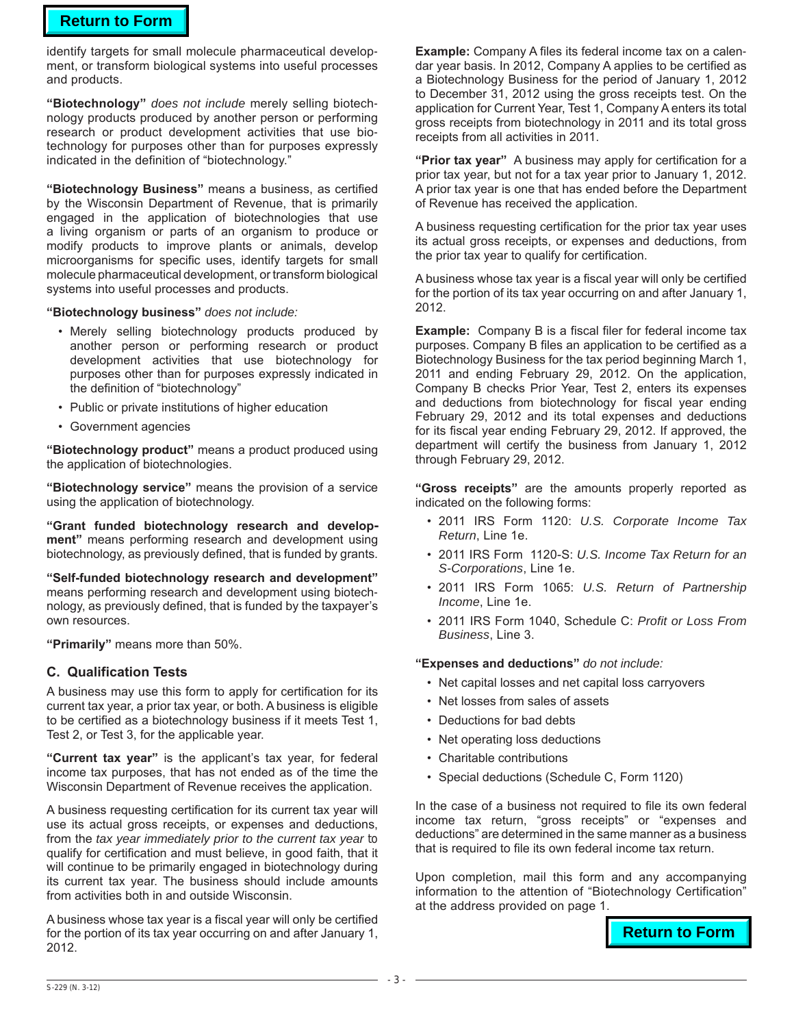Return to Form

identify targets for small molecule pharmaceutical development, or transform biological systems into useful processes and products.

**"Biotechnology"** *does not include* merely selling biotechnology products produced by another person or performing research or product development activities that use biotechnology for purposes other than for purposes expressly indicated in the definition of "biotechnology."

**"Biotechnology Business"** means a business, as certified by the Wisconsin Department of Revenue, that is primarily engaged in the application of biotechnologies that use a living organism or parts of an organism to produce or modify products to improve plants or animals, develop microorganisms for specific uses, identify targets for small molecule pharmaceutical development, or transform biological systems into useful processes and products.

**"Biotechnology business"** *does not include:*

- Merely selling biotechnology products produced by another person or performing research or product development activities that use biotechnology for purposes other than for purposes expressly indicated in the definition of "biotechnology"
- Public or private institutions of higher education
- Government agencies

**"Biotechnology product"** means a product produced using the application of biotechnologies.

**"Biotechnology service"** means the provision of a service using the application of biotechnology.

**"Grant funded biotechnology research and development"** means performing research and development using biotechnology, as previously defined, that is funded by grants.

**"Self-funded biotechnology research and development"** means performing research and development using biotechnology, as previously defined, that is funded by the taxpayer's own resources.

**"Primarily"** means more than 50%.

## C. Qualification Tests

A business may use this form to apply for certification for its current tax year, a prior tax year, or both. A business is eligible to be certified as a biotechnology business if it meets Test 1, Test 2, or Test 3, for the applicable year.

**"Current tax year"** is the applicant's tax year, for federal income tax purposes, that has not ended as of the time the Wisconsin Department of Revenue receives the application.

A business requesting certification for its current tax year will use its actual gross receipts, or expenses and deductions, from the *tax year immediately prior to the current tax year* to qualify for certification and must believe, in good faith, that it will continue to be primarily engaged in biotechnology during its current tax year. The business should include amounts from activities both in and outside Wisconsin.

A business whose tax year is a fiscal year will only be certified for the portion of its tax year occurring on and after January 1, 2012.

**Example:** Company A files its federal income tax on a calendar year basis. In 2012, Company A applies to be certified as a Biotechnology Business for the period of January 1, 2012 to December 31, 2012 using the gross receipts test. On the application for Current Year, Test 1, Company A enters its total gross receipts from biotechnology in 2011 and its total gross receipts from all activities in 2011.

**"Prior tax year"** A business may apply for certification for a prior tax year, but not for a tax year prior to January 1, 2012. A prior tax year is one that has ended before the Department of Revenue has received the application.

A business requesting certification for the prior tax year uses its actual gross receipts, or expenses and deductions, from the prior tax year to qualify for certification.

A business whose tax year is a fiscal year will only be certified for the portion of its tax year occurring on and after January 1, 2012.

**Example:** Company B is a fiscal filer for federal income tax purposes. Company B files an application to be certified as a Biotechnology Business for the tax period beginning March 1, 2011 and ending February 29, 2012. On the application, Company B checks Prior Year, Test 2, enters its expenses and deductions from biotechnology for fiscal year ending February 29, 2012 and its total expenses and deductions for its fiscal year ending February 29, 2012. If approved, the department will certify the business from January 1, 2012 through February 29, 2012.

**"Gross receipts"** are the amounts properly reported as indicated on the following forms:

- 2011 IRS Form 1120: *U.S. Corporate Income Tax Return*, Line 1e.
- 2011 IRS Form 1120-S: *U.S. Income Tax Return for an S-Corporations*, Line 1e.
- 2011 IRS Form 1065: *U.S. Return of Partnership Income*, Line 1e.
- 2011 IRS Form 1040, Schedule C: *Profit or Loss From Business*, Line 3.

**"Expenses and deductions"** *do not include:*

- Net capital losses and net capital loss carryovers
- Net losses from sales of assets
- Deductions for bad debts
- Net operating loss deductions
- Charitable contributions
- Special deductions (Schedule C, Form 1120)

In the case of a business not required to file its own federal income tax return, "gross receipts" or "expenses and deductions" are determined in the same manner as a business that is required to file its own federal income tax return.

Upon completion, mail this form and any accompanying information to the attention of "Biotechnology Certification" at the address provided on page 1.

Return to Form